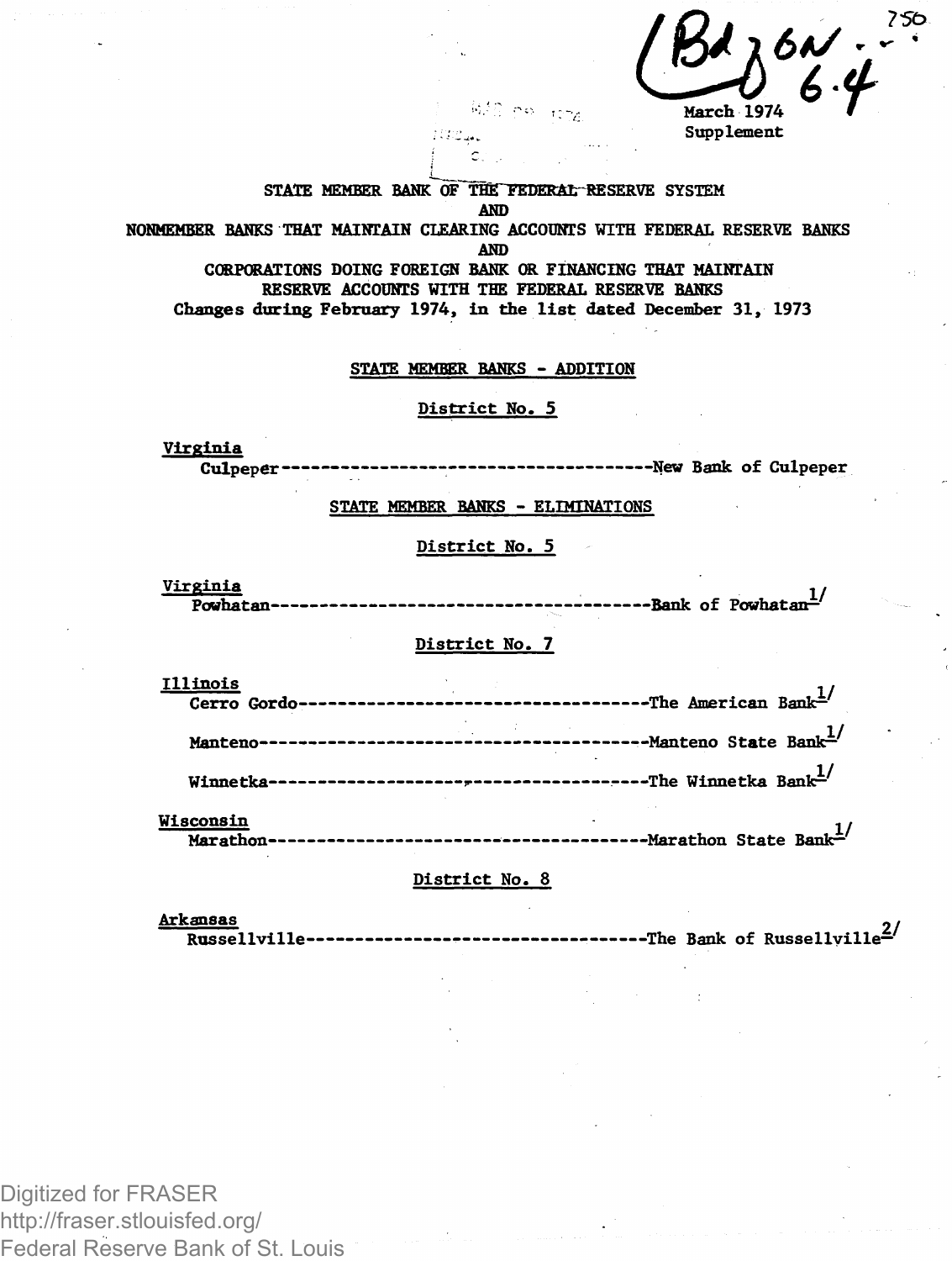March 1974
Supplement

STATE MEMBER BANK OF THE FEDERAL RESERVE SYSTEM
AND
NONMEMBER BANKS THAT MAINTAIN CLEARING ACCOUNTS WITH FEDERAL RESERVE BANKS
AND
CORPORATIONS DOING FOREIGN BANK OR FINANCING THAT MAINTAIN
RESERVE ACCOUNTS WITH THE FEDERAL RESERVE BANKS
Changes during February 1974, in the list dated December 31, 1973

## STATE MEMBER BANKS - ADDITION

### District No. 5

**Virginia**

Culpeper---------------------------------------New Bank of Culpeper

## STATE MEMBER BANKS - ELIMINATIONS

### District No. 5

**Virginia**

Powhatan---------------------------------------Bank of Powhatan[1/]

### District No. 7

**Illinois**

Cerro Gordo------------------------------------The American Bank[1/]

Manteno----------------------------------------Manteno State Bank[1/]

Winnetka---------------------------------------The Winnetka Bank[1/]

**Wisconsin**

Marathon---------------------------------------Marathon State Bank[1/]

### District No. 8

**Arkansas**

Russellville-----------------------------------The Bank of Russellville[2/]

Digitized for FRASER
http://fraser.stlouisfed.org/
Federal Reserve Bank of St. Louis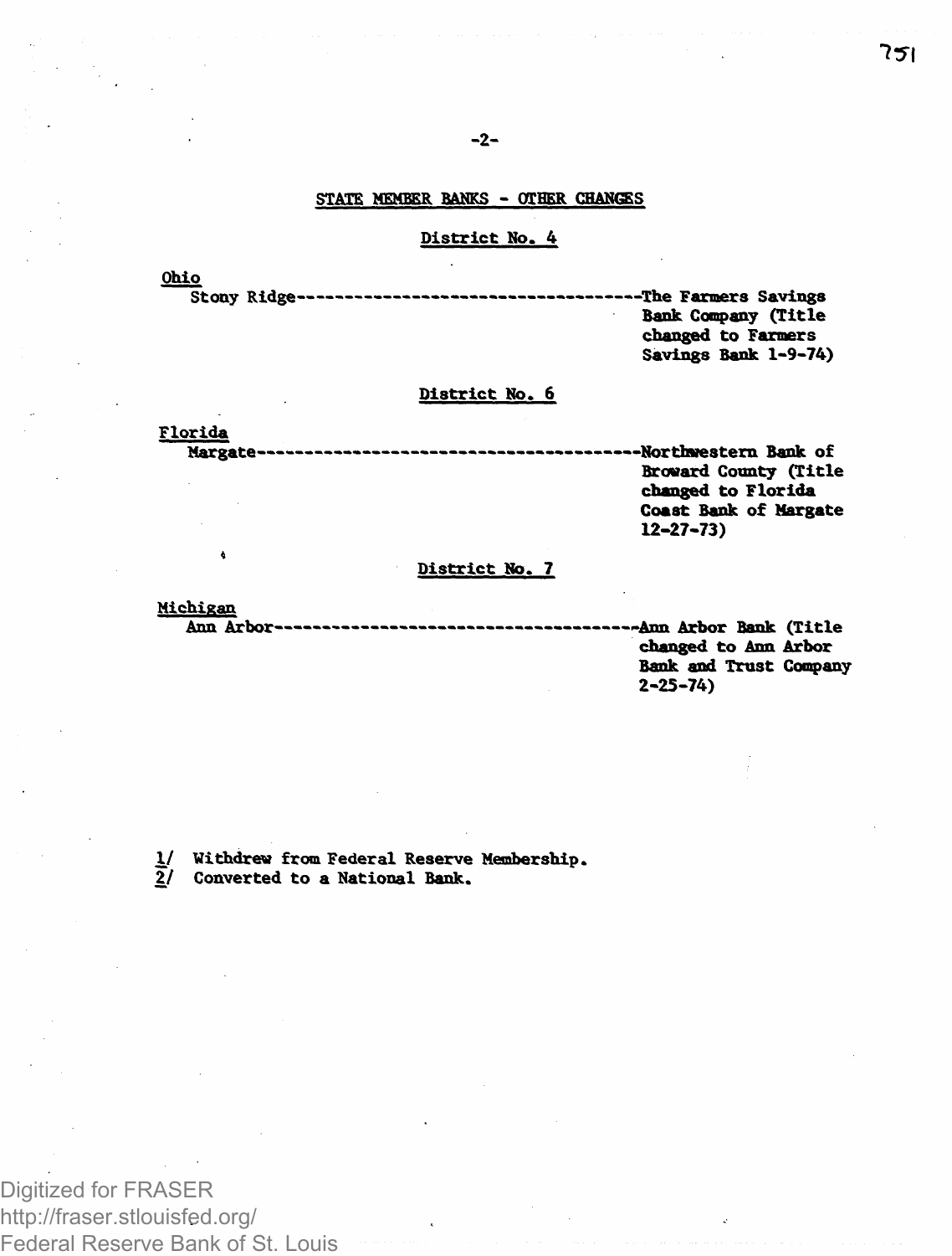## STATE MEMBER BANKS - OTHER CHANGES

### District No. 4

**Ohio**

Stony Ridge------------------------------------The Farmers Savings Bank Company (Title changed to Farmers Savings Bank 1-9-74)

### District No. 6

**Florida**

Margate-----------------------------------------Northwestern Bank of Broward County (Title changed to Florida Coast Bank of Margate 12-27-73)

### District No. 7

**Michigan**

Ann Arbor---------------------------------------Ann Arbor Bank (Title changed to Ann Arbor Bank and Trust Company 2-25-74)

1/ Withdrew from Federal Reserve Membership.
2/ Converted to a National Bank.